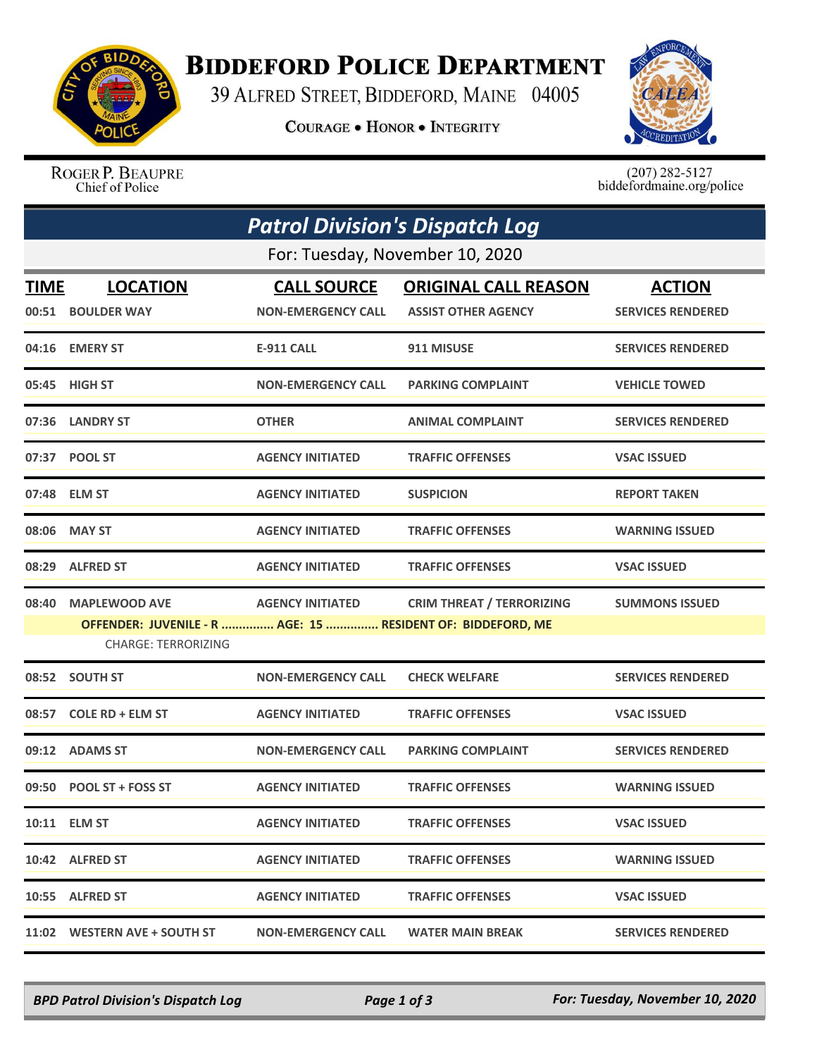# Biddeford Police Department

39 Alfred Street, Biddeford, Maine 04005

**Courage • Honor • Integrity**

Roger P. Beaupre
Chief of Police

(207) 282-5127
biddefordmaine.org/police

## *Patrol Division's Dispatch Log*

For: Tuesday, November 10, 2020

| TIME | LOCATION | CALL SOURCE | ORIGINAL CALL REASON | ACTION |
|---|---|---|---|---|
| 00:51 | BOULDER WAY | NON-EMERGENCY CALL | ASSIST OTHER AGENCY | SERVICES RENDERED |
| 04:16 | EMERY ST | E-911 CALL | 911 MISUSE | SERVICES RENDERED |
| 05:45 | HIGH ST | NON-EMERGENCY CALL | PARKING COMPLAINT | VEHICLE TOWED |
| 07:36 | LANDRY ST | OTHER | ANIMAL COMPLAINT | SERVICES RENDERED |
| 07:37 | POOL ST | AGENCY INITIATED | TRAFFIC OFFENSES | VSAC ISSUED |
| 07:48 | ELM ST | AGENCY INITIATED | SUSPICION | REPORT TAKEN |
| 08:06 | MAY ST | AGENCY INITIATED | TRAFFIC OFFENSES | WARNING ISSUED |
| 08:29 | ALFRED ST | AGENCY INITIATED | TRAFFIC OFFENSES | VSAC ISSUED |
| 08:40 | MAPLEWOOD AVE | AGENCY INITIATED | CRIM THREAT / TERRORIZING | SUMMONS ISSUED |
| | OFFENDER: JUVENILE - R ............... AGE: 15 ............... RESIDENT OF: BIDDEFORD, ME | | | |
| | CHARGE: TERRORIZING | | | |
| 08:52 | SOUTH ST | NON-EMERGENCY CALL | CHECK WELFARE | SERVICES RENDERED |
| 08:57 | COLE RD + ELM ST | AGENCY INITIATED | TRAFFIC OFFENSES | VSAC ISSUED |
| 09:12 | ADAMS ST | NON-EMERGENCY CALL | PARKING COMPLAINT | SERVICES RENDERED |
| 09:50 | POOL ST + FOSS ST | AGENCY INITIATED | TRAFFIC OFFENSES | WARNING ISSUED |
| 10:11 | ELM ST | AGENCY INITIATED | TRAFFIC OFFENSES | VSAC ISSUED |
| 10:42 | ALFRED ST | AGENCY INITIATED | TRAFFIC OFFENSES | WARNING ISSUED |
| 10:55 | ALFRED ST | AGENCY INITIATED | TRAFFIC OFFENSES | VSAC ISSUED |
| 11:02 | WESTERN AVE + SOUTH ST | NON-EMERGENCY CALL | WATER MAIN BREAK | SERVICES RENDERED |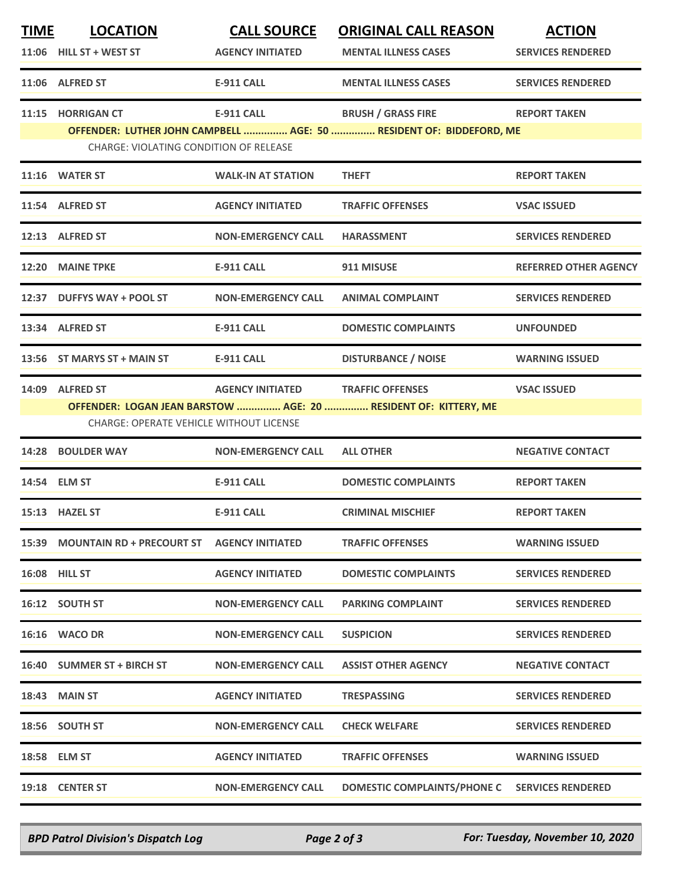| TIME | LOCATION | CALL SOURCE | ORIGINAL CALL REASON | ACTION |
|---|---|---|---|---|
| 11:06 | HILL ST + WEST ST | AGENCY INITIATED | MENTAL ILLNESS CASES | SERVICES RENDERED |
| 11:06 | ALFRED ST | E-911 CALL | MENTAL ILLNESS CASES | SERVICES RENDERED |
| 11:15 | HORRIGAN CT | E-911 CALL | BRUSH / GRASS FIRE | REPORT TAKEN |
| | OFFENDER: LUTHER JOHN CAMPBELL ............... AGE: 50 ............... RESIDENT OF: BIDDEFORD, ME | | | |
| | CHARGE: VIOLATING CONDITION OF RELEASE | | | |
| 11:16 | WATER ST | WALK-IN AT STATION | THEFT | REPORT TAKEN |
| 11:54 | ALFRED ST | AGENCY INITIATED | TRAFFIC OFFENSES | VSAC ISSUED |
| 12:13 | ALFRED ST | NON-EMERGENCY CALL | HARASSMENT | SERVICES RENDERED |
| 12:20 | MAINE TPKE | E-911 CALL | 911 MISUSE | REFERRED OTHER AGENCY |
| 12:37 | DUFFYS WAY + POOL ST | NON-EMERGENCY CALL | ANIMAL COMPLAINT | SERVICES RENDERED |
| 13:34 | ALFRED ST | E-911 CALL | DOMESTIC COMPLAINTS | UNFOUNDED |
| 13:56 | ST MARYS ST + MAIN ST | E-911 CALL | DISTURBANCE / NOISE | WARNING ISSUED |
| 14:09 | ALFRED ST | AGENCY INITIATED | TRAFFIC OFFENSES | VSAC ISSUED |
| | OFFENDER: LOGAN JEAN BARSTOW ............... AGE: 20 ............... RESIDENT OF: KITTERY, ME | | | |
| | CHARGE: OPERATE VEHICLE WITHOUT LICENSE | | | |
| 14:28 | BOULDER WAY | NON-EMERGENCY CALL | ALL OTHER | NEGATIVE CONTACT |
| 14:54 | ELM ST | E-911 CALL | DOMESTIC COMPLAINTS | REPORT TAKEN |
| 15:13 | HAZEL ST | E-911 CALL | CRIMINAL MISCHIEF | REPORT TAKEN |
| 15:39 | MOUNTAIN RD + PRECOURT ST | AGENCY INITIATED | TRAFFIC OFFENSES | WARNING ISSUED |
| 16:08 | HILL ST | AGENCY INITIATED | DOMESTIC COMPLAINTS | SERVICES RENDERED |
| 16:12 | SOUTH ST | NON-EMERGENCY CALL | PARKING COMPLAINT | SERVICES RENDERED |
| 16:16 | WACO DR | NON-EMERGENCY CALL | SUSPICION | SERVICES RENDERED |
| 16:40 | SUMMER ST + BIRCH ST | NON-EMERGENCY CALL | ASSIST OTHER AGENCY | NEGATIVE CONTACT |
| 18:43 | MAIN ST | AGENCY INITIATED | TRESPASSING | SERVICES RENDERED |
| 18:56 | SOUTH ST | NON-EMERGENCY CALL | CHECK WELFARE | SERVICES RENDERED |
| 18:58 | ELM ST | AGENCY INITIATED | TRAFFIC OFFENSES | WARNING ISSUED |
| 19:18 | CENTER ST | NON-EMERGENCY CALL | DOMESTIC COMPLAINTS/PHONE C | SERVICES RENDERED |

*BPD Patrol Division's Dispatch Log* — *For: Tuesday, November 10, 2020*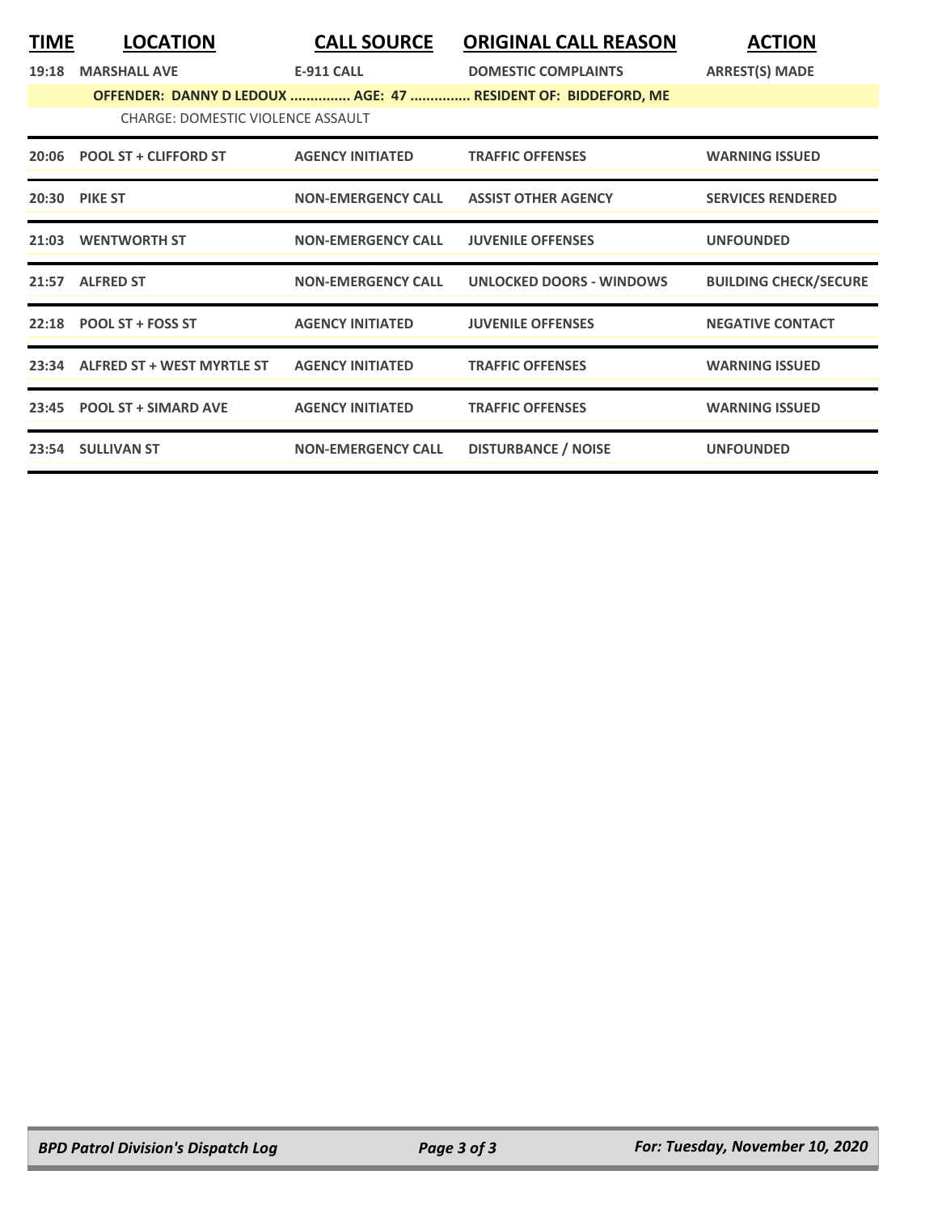| TIME | LOCATION | CALL SOURCE | ORIGINAL CALL REASON | ACTION |
| --- | --- | --- | --- | --- |
| 19:18 | MARSHALL AVE | E-911 CALL | DOMESTIC COMPLAINTS | ARREST(S) MADE |
| | OFFENDER: DANNY D LEDOUX ............... AGE: 47 ............... RESIDENT OF: BIDDEFORD, ME | | | |
| | CHARGE: DOMESTIC VIOLENCE ASSAULT | | | |
| 20:06 | POOL ST + CLIFFORD ST | AGENCY INITIATED | TRAFFIC OFFENSES | WARNING ISSUED |
| 20:30 | PIKE ST | NON-EMERGENCY CALL | ASSIST OTHER AGENCY | SERVICES RENDERED |
| 21:03 | WENTWORTH ST | NON-EMERGENCY CALL | JUVENILE OFFENSES | UNFOUNDED |
| 21:57 | ALFRED ST | NON-EMERGENCY CALL | UNLOCKED DOORS - WINDOWS | BUILDING CHECK/SECURE |
| 22:18 | POOL ST + FOSS ST | AGENCY INITIATED | JUVENILE OFFENSES | NEGATIVE CONTACT |
| 23:34 | ALFRED ST + WEST MYRTLE ST | AGENCY INITIATED | TRAFFIC OFFENSES | WARNING ISSUED |
| 23:45 | POOL ST + SIMARD AVE | AGENCY INITIATED | TRAFFIC OFFENSES | WARNING ISSUED |
| 23:54 | SULLIVAN ST | NON-EMERGENCY CALL | DISTURBANCE / NOISE | UNFOUNDED |